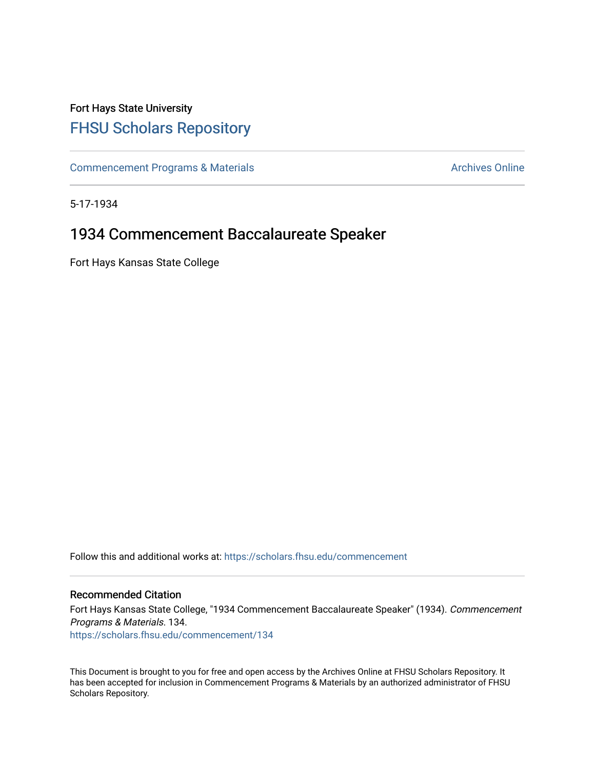Fort Hays State University

# FHSU Scholars Repository

Commencement Programs & Materials | Archives Online

5-17-1934

## 1934 Commencement Baccalaureate Speaker

Fort Hays Kansas State College

Follow this and additional works at: https://scholars.fhsu.edu/commencement

### Recommended Citation

Fort Hays Kansas State College, "1934 Commencement Baccalaureate Speaker" (1934). *Commencement Programs & Materials*. 134.
https://scholars.fhsu.edu/commencement/134

This Document is brought to you for free and open access by the Archives Online at FHSU Scholars Repository. It has been accepted for inclusion in Commencement Programs & Materials by an authorized administrator of FHSU Scholars Repository.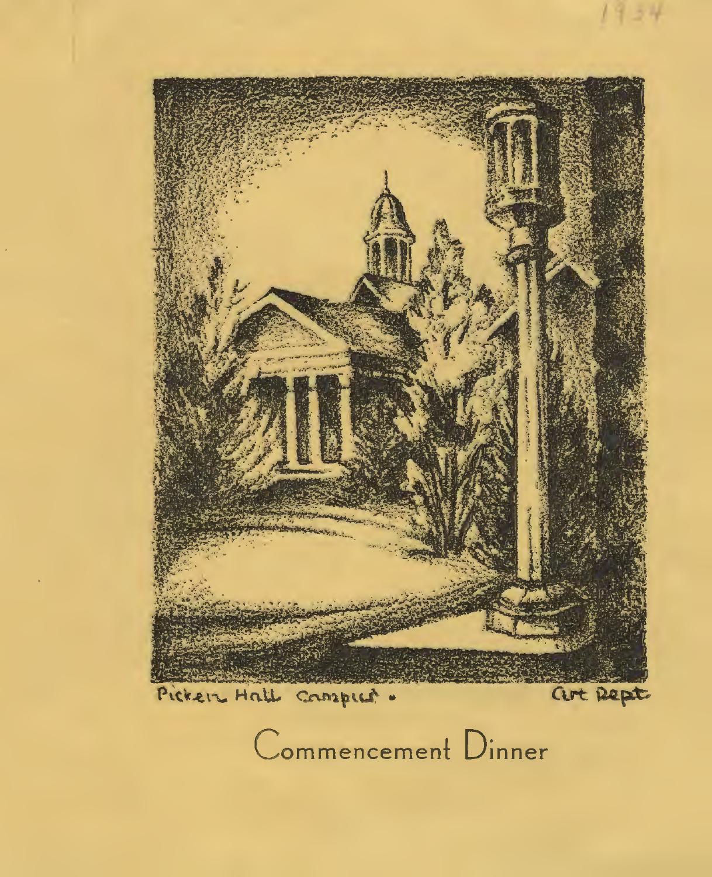1934

Picken Hall Campus · Art Dept.

Commencement Dinner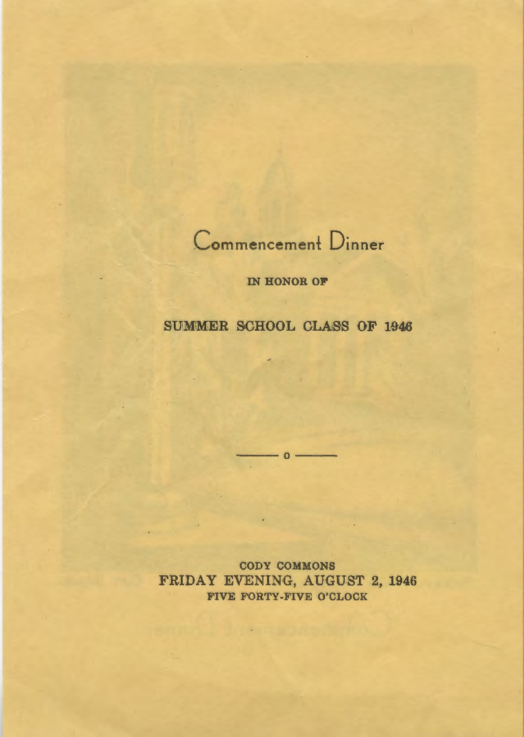# Commencement Dinner

IN HONOR OF

## SUMMER SCHOOL CLASS OF 1946

— o —

CODY COMMONS

FRIDAY EVENING, AUGUST 2, 1946

FIVE FORTY-FIVE O'CLOCK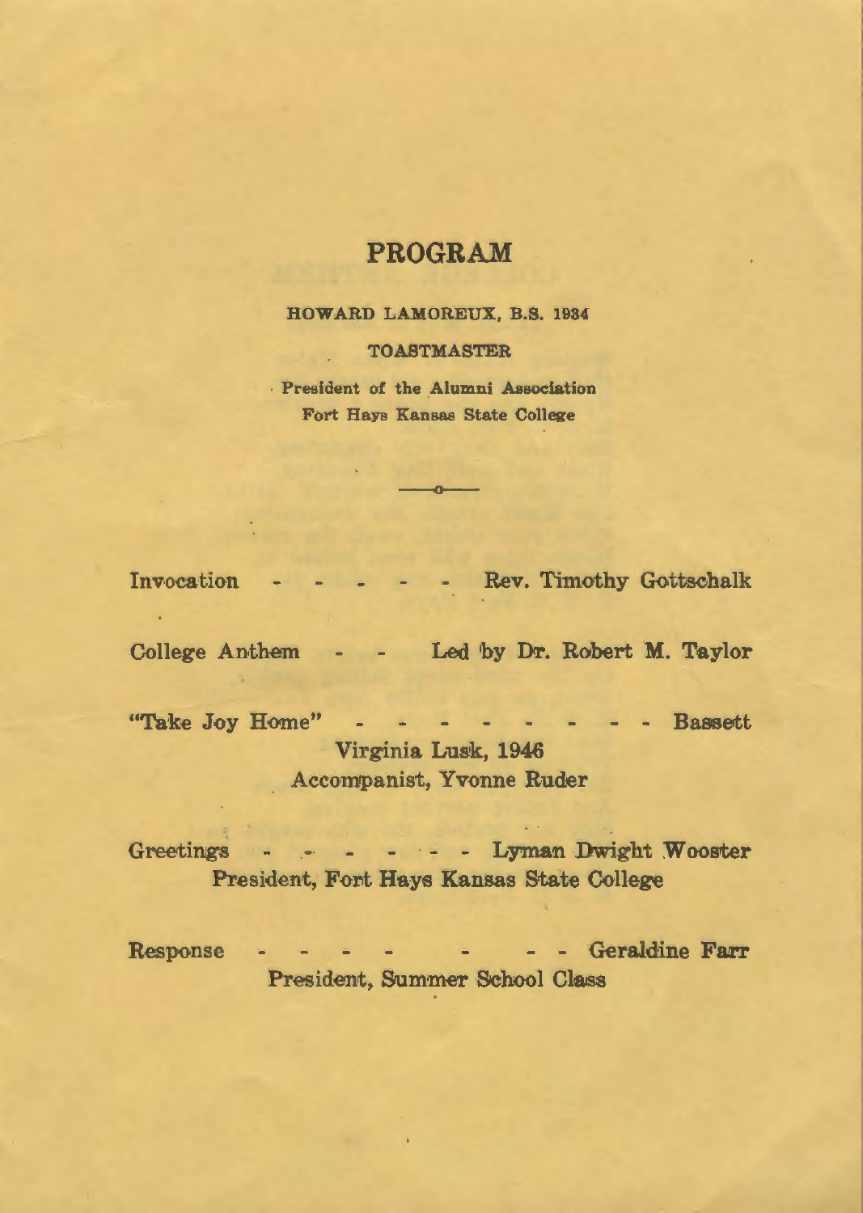# PROGRAM

**HOWARD LAMOREUX, B.S. 1934**

**TOASTMASTER**

**President of the Alumni Association**
**Fort Hays Kansas State College**

---

Invocation - - - - - - Rev. Timothy Gottschalk

College Anthem - - Led by Dr. Robert M. Taylor

"Take Joy Home" - - - - - - - - - Bassett
Virginia Lusk, 1946
Accompanist, Yvonne Ruder

Greetings - - - - - - - Lyman Dwight Wooster
President, Fort Hays Kansas State College

Response - - - - - - - Geraldine Farr
President, Summer School Class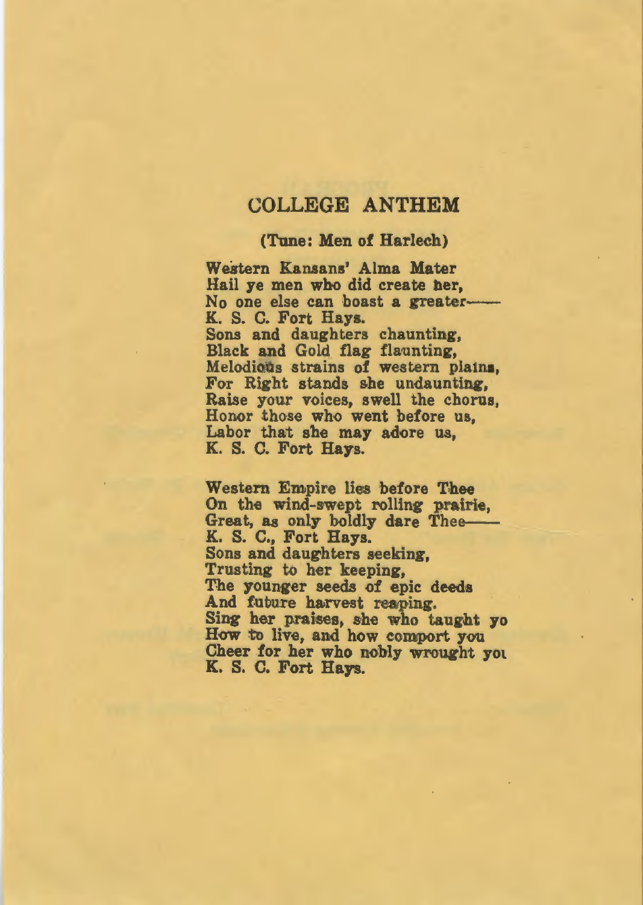## COLLEGE ANTHEM

**(Tune: Men of Harlech)**

Western Kansans' Alma Mater
Hail ye men who did create her,
No one else can boast a greater——
K. S. C. Fort Hays.
Sons and daughters chaunting,
Black and Gold flag flaunting,
Melodious strains of western plains,
For Right stands she undaunting,
Raise your voices, swell the chorus,
Honor those who went before us,
Labor that she may adore us,
K. S. C. Fort Hays.

Western Empire lies before Thee
On the wind-swept rolling prairie,
Great, as only boldly dare Thee——
K. S. C., Fort Hays.
Sons and daughters seeking,
Trusting to her keeping,
The younger seeds of epic deeds
And future harvest reaping.
Sing her praises, she who taught yo
How to live, and how comport you
Cheer for her who nobly wrought yo
K. S. C. Fort Hays.